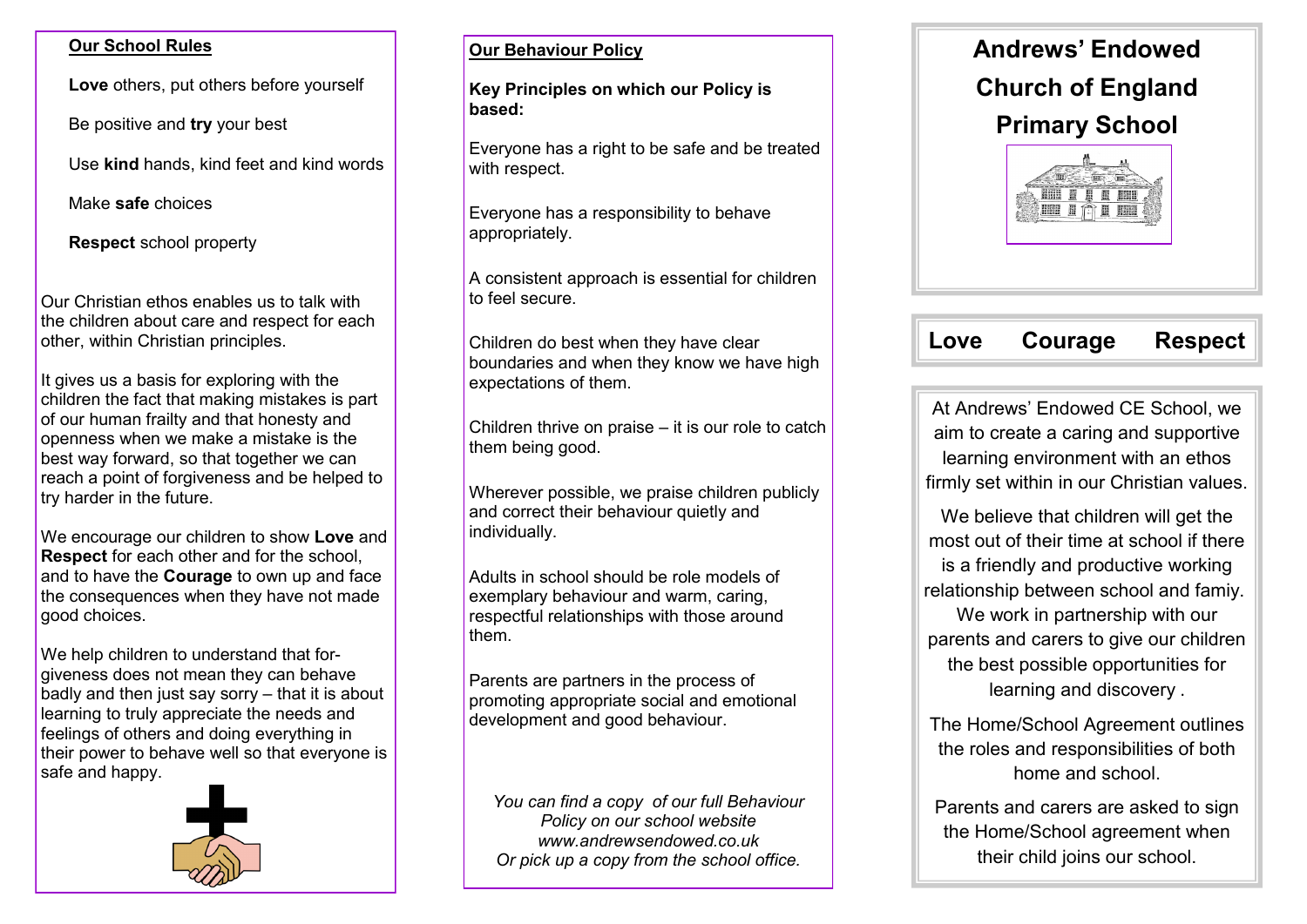## Our School Rules

**Love** others, put others before yourself

Be positive and **try** your best

Use **kind** hands, kind feet and kind words

Make **safe** choices

**Respect** school property

Our Christian ethos enables us to talk with the children about care and respect for each other, within Christian principles.

It gives us a basis for exploring with the children the fact that making mistakes is part of our human frailty and that honesty and openness when we make a mistake is the best way forward, so that together we can reach a point of forgiveness and be helped to try harder in the future.

We encourage our children to show **Love** and **Respect** for each other and for the school, and to have the **Courage** to own up and face the consequences when they have not made good choices.

We help children to understand that forgiveness does not mean they can behave badly and then just say sorry – that it is about learning to truly appreciate the needs and feelings of others and doing everything in their power to behave well so that everyone is safe and happy.

## Our Behaviour Policy

**Key Principles on which our Policy is based:**

Everyone has a right to be safe and be treated with respect.

Everyone has a responsibility to behave appropriately.

A consistent approach is essential for children to feel secure.

Children do best when they have clear boundaries and when they know we have high expectations of them.

Children thrive on praise – it is our role to catch them being good.

Wherever possible, we praise children publicly and correct their behaviour quietly and individually.

Adults in school should be role models of exemplary behaviour and warm, caring, respectful relationships with those around them.

Parents are partners in the process of promoting appropriate social and emotional development and good behaviour.

*You can find a copy of our full Behaviour Policy on our school website www.andrewsendowed.co.uk Or pick up a copy from the school office.*

# Andrews' Endowed Church of England Primary School

**Love Courage Respect**

At Andrews' Endowed CE School, we aim to create a caring and supportive learning environment with an ethos firmly set within in our Christian values.

We believe that children will get the most out of their time at school if there is a friendly and productive working relationship between school and famiy. We work in partnership with our parents and carers to give our children the best possible opportunities for learning and discovery .

The Home/School Agreement outlines the roles and responsibilities of both home and school.

Parents and carers are asked to sign the Home/School agreement when their child joins our school.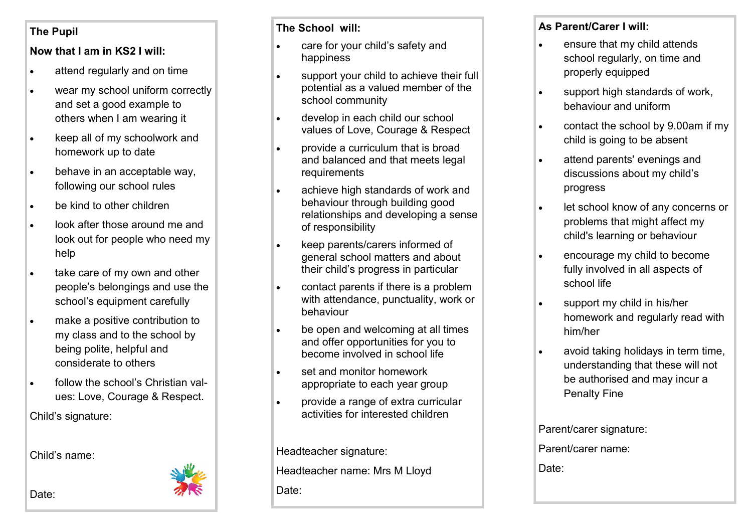**The Pupil**

**Now that I am in KS2 I will:**

- attend regularly and on time
- wear my school uniform correctly and set a good example to others when I am wearing it
- keep all of my schoolwork and homework up to date
- behave in an acceptable way, following our school rules
- be kind to other children
- look after those around me and look out for people who need my help
- take care of my own and other people's belongings and use the school's equipment carefully
- make a positive contribution to my class and to the school by being polite, helpful and considerate to others
- follow the school's Christian values: Love, Courage & Respect.

Child's signature:

Child's name:

Date:

**The School will:**

- care for your child's safety and happiness
- support your child to achieve their full potential as a valued member of the school community
- develop in each child our school values of Love, Courage & Respect
- provide a curriculum that is broad and balanced and that meets legal requirements
- achieve high standards of work and behaviour through building good relationships and developing a sense of responsibility
- keep parents/carers informed of general school matters and about their child's progress in particular
- contact parents if there is a problem with attendance, punctuality, work or behaviour
- be open and welcoming at all times and offer opportunities for you to become involved in school life
- set and monitor homework appropriate to each year group
- provide a range of extra curricular activities for interested children

Headteacher signature:

Headteacher name: Mrs M Lloyd

Date:

**As Parent/Carer I will:**

- ensure that my child attends school regularly, on time and properly equipped
- support high standards of work, behaviour and uniform
- contact the school by 9.00am if my child is going to be absent
- attend parents' evenings and discussions about my child's progress
- let school know of any concerns or problems that might affect my child's learning or behaviour
- encourage my child to become fully involved in all aspects of school life
- support my child in his/her homework and regularly read with him/her
- avoid taking holidays in term time, understanding that these will not be authorised and may incur a Penalty Fine

Parent/carer signature:

Parent/carer name:

Date: